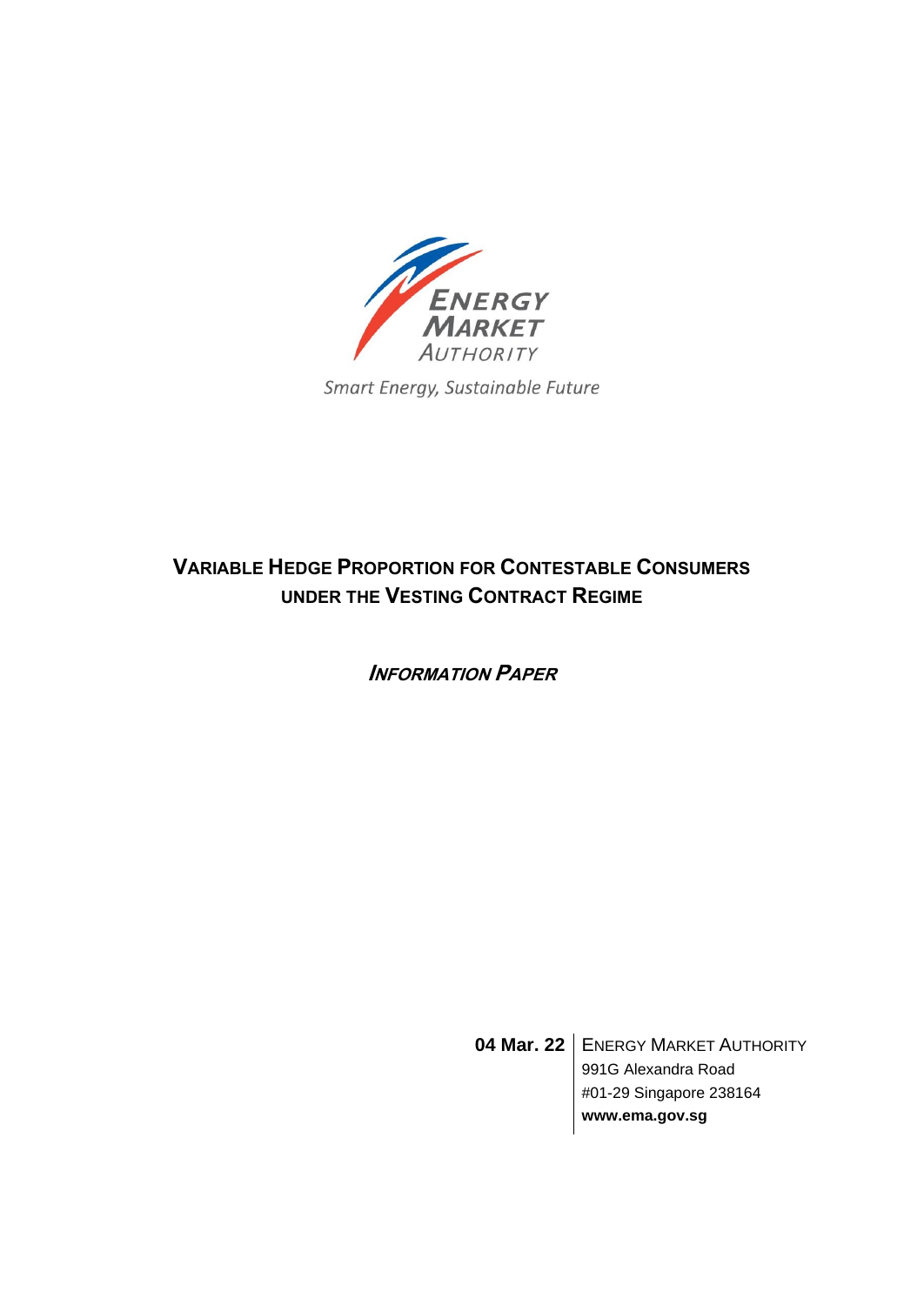ENERGY MARKET AUTHORITY

Smart Energy, Sustainable Future

# VARIABLE HEDGE PROPORTION FOR CONTESTABLE CONSUMERS UNDER THE VESTING CONTRACT REGIME

***INFORMATION PAPER***

**04 Mar. 22**

ENERGY MARKET AUTHORITY
991G Alexandra Road
#01-29 Singapore 238164
**www.ema.gov.sg**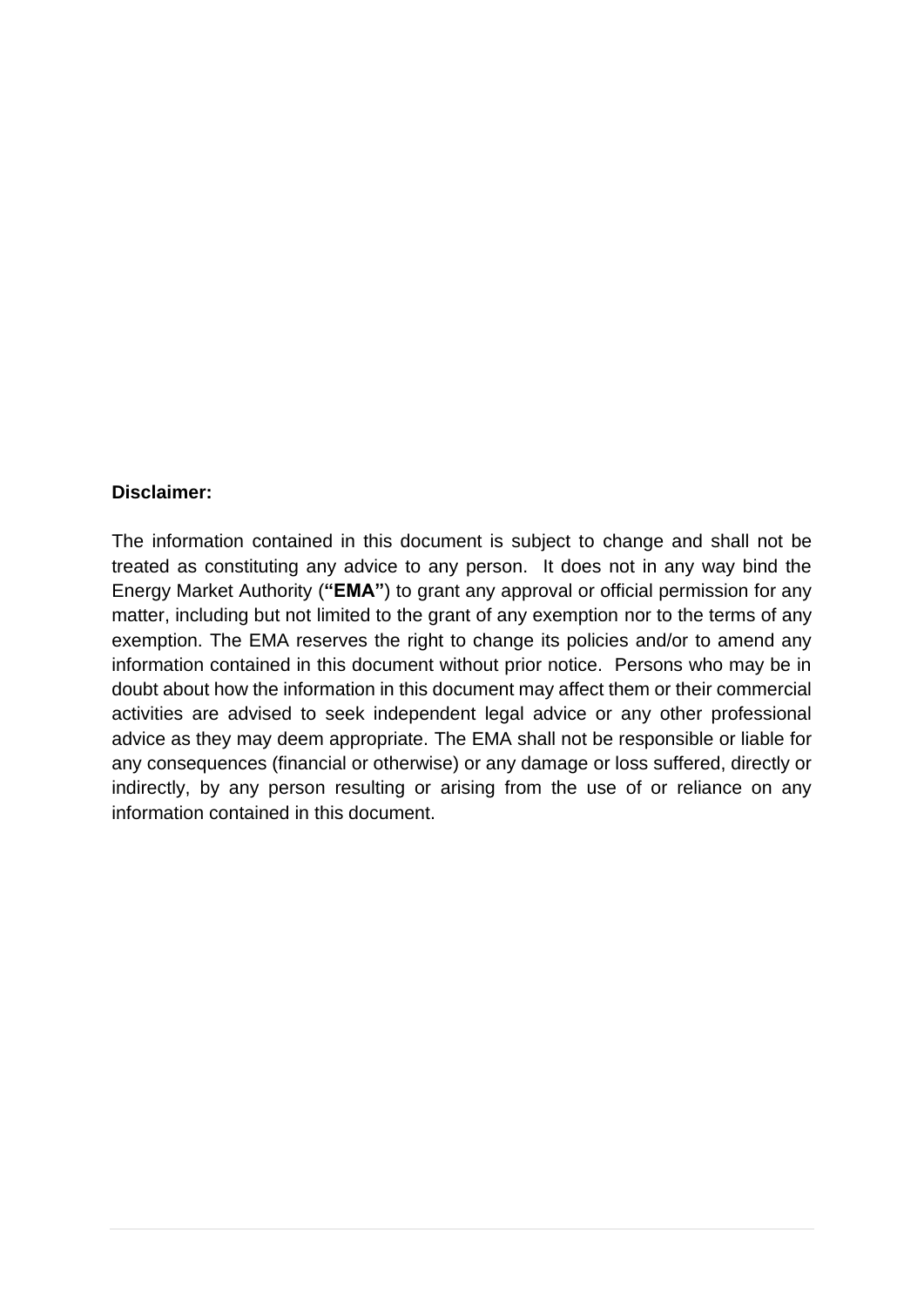**Disclaimer:**

The information contained in this document is subject to change and shall not be treated as constituting any advice to any person. It does not in any way bind the Energy Market Authority (**"EMA"**) to grant any approval or official permission for any matter, including but not limited to the grant of any exemption nor to the terms of any exemption. The EMA reserves the right to change its policies and/or to amend any information contained in this document without prior notice. Persons who may be in doubt about how the information in this document may affect them or their commercial activities are advised to seek independent legal advice or any other professional advice as they may deem appropriate. The EMA shall not be responsible or liable for any consequences (financial or otherwise) or any damage or loss suffered, directly or indirectly, by any person resulting or arising from the use of or reliance on any information contained in this document.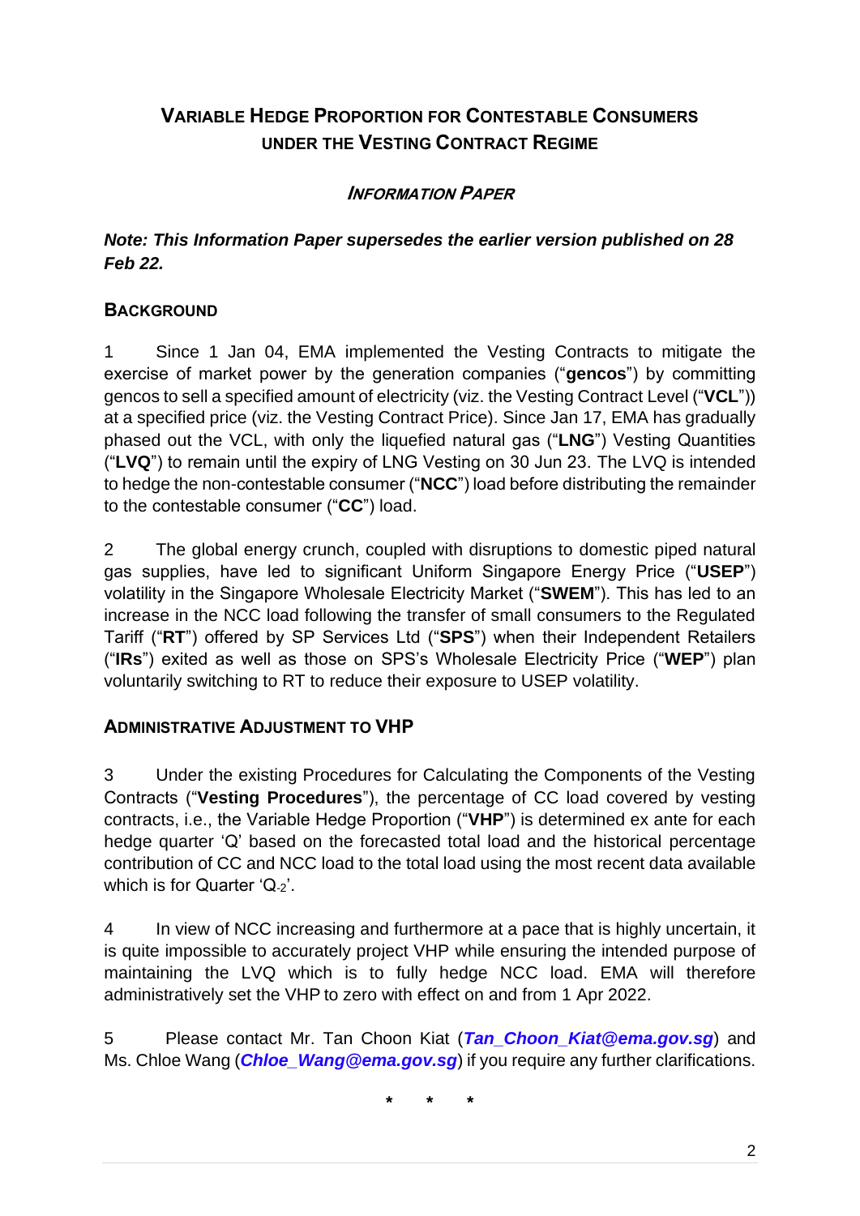## VARIABLE HEDGE PROPORTION FOR CONTESTABLE CONSUMERS UNDER THE VESTING CONTRACT REGIME

### *INFORMATION PAPER*

***Note: This Information Paper supersedes the earlier version published on 28 Feb 22.***

## BACKGROUND

1 Since 1 Jan 04, EMA implemented the Vesting Contracts to mitigate the exercise of market power by the generation companies ("**gencos**") by committing gencos to sell a specified amount of electricity (viz. the Vesting Contract Level ("**VCL**")) at a specified price (viz. the Vesting Contract Price). Since Jan 17, EMA has gradually phased out the VCL, with only the liquefied natural gas ("**LNG**") Vesting Quantities ("**LVQ**") to remain until the expiry of LNG Vesting on 30 Jun 23. The LVQ is intended to hedge the non-contestable consumer ("**NCC**") load before distributing the remainder to the contestable consumer ("**CC**") load.

2 The global energy crunch, coupled with disruptions to domestic piped natural gas supplies, have led to significant Uniform Singapore Energy Price ("**USEP**") volatility in the Singapore Wholesale Electricity Market ("**SWEM**"). This has led to an increase in the NCC load following the transfer of small consumers to the Regulated Tariff ("**RT**") offered by SP Services Ltd ("**SPS**") when their Independent Retailers ("**IRs**") exited as well as those on SPS's Wholesale Electricity Price ("**WEP**") plan voluntarily switching to RT to reduce their exposure to USEP volatility.

## ADMINISTRATIVE ADJUSTMENT TO VHP

3 Under the existing Procedures for Calculating the Components of the Vesting Contracts ("**Vesting Procedures**"), the percentage of CC load covered by vesting contracts, i.e., the Variable Hedge Proportion ("**VHP**") is determined ex ante for each hedge quarter 'Q' based on the forecasted total load and the historical percentage contribution of CC and NCC load to the total load using the most recent data available which is for Quarter '$Q_{-2}$'.

4 In view of NCC increasing and furthermore at a pace that is highly uncertain, it is quite impossible to accurately project VHP while ensuring the intended purpose of maintaining the LVQ which is to fully hedge NCC load. EMA will therefore administratively set the VHP to zero with effect on and from 1 Apr 2022.

5 Please contact Mr. Tan Choon Kiat (***Tan_Choon_Kiat@ema.gov.sg***) and Ms. Chloe Wang (***Chloe_Wang@ema.gov.sg***) if you require any further clarifications.

\* \* \*